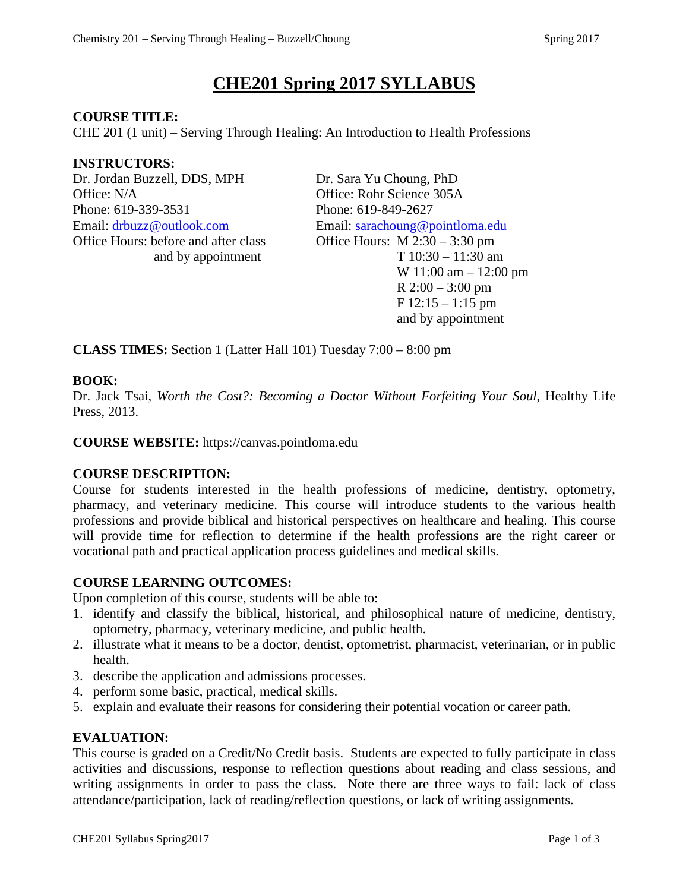# CHE201 Spring 2017 SYLLABUS

**COURSE TITLE:**
CHE 201 (1 unit) – Serving Through Healing: An Introduction to Health Professions

**INSTRUCTORS:**

Dr. Jordan Buzzell, DDS, MPH
Office: N/A
Phone: 619-339-3531
Email: drbuzz@outlook.com
Office Hours: before after class and by appointment

Dr. Sara Yu Choung, PhD
Office: Rohr Science 305A
Phone: 619-849-2627
Email: sarachoung@pointloma.edu
Office Hours: M 2:30 – 3:30 pm
T 10:30 – 11:30 am
W 11:00 am – 12:00 pm
R 2:00 – 3:00 pm
F 12:15 – 1:15 pm
and by appointment

**CLASS TIMES:** Section 1 (Latter Hall 101) Tuesday 7:00 – 8:00 pm

**BOOK:**
Dr. Jack Tsai, *Worth the Cost?: Becoming a Doctor Without Forfeiting Your Soul*, Healthy Life Press, 2013.

**COURSE WEBSITE:** https://canvas.pointloma.edu

**COURSE DESCRIPTION:**
Course for students interested in the health professions of medicine, dentistry, optometry, pharmacy, and veterinary medicine. This course will introduce students to the various health professions and provide biblical and historical perspectives on healthcare and healing. This course will provide time for reflection to determine if the health professions are the right career or vocational path and practical application process guidelines and medical skills.

**COURSE LEARNING OUTCOMES:**
Upon completion of this course, students will be able to:

1. identify and classify the biblical, historical, and philosophical nature of medicine, dentistry, optometry, pharmacy, veterinary medicine, and public health.
2. illustrate what it means to be a doctor, dentist, optometrist, pharmacist, veterinarian, or in public health.
3. describe the application and admissions processes.
4. perform some basic, practical, medical skills.
5. explain and evaluate their reasons for considering their potential vocation or career path.

**EVALUATION:**
This course is graded on a Credit/No Credit basis. Students are expected to fully participate in class activities and discussions, response to reflection questions about reading and class sessions, and writing assignments in order to pass the class. Note there are three ways to fail: lack of class attendance/participation, lack of reading/reflection questions, or lack of writing assignments.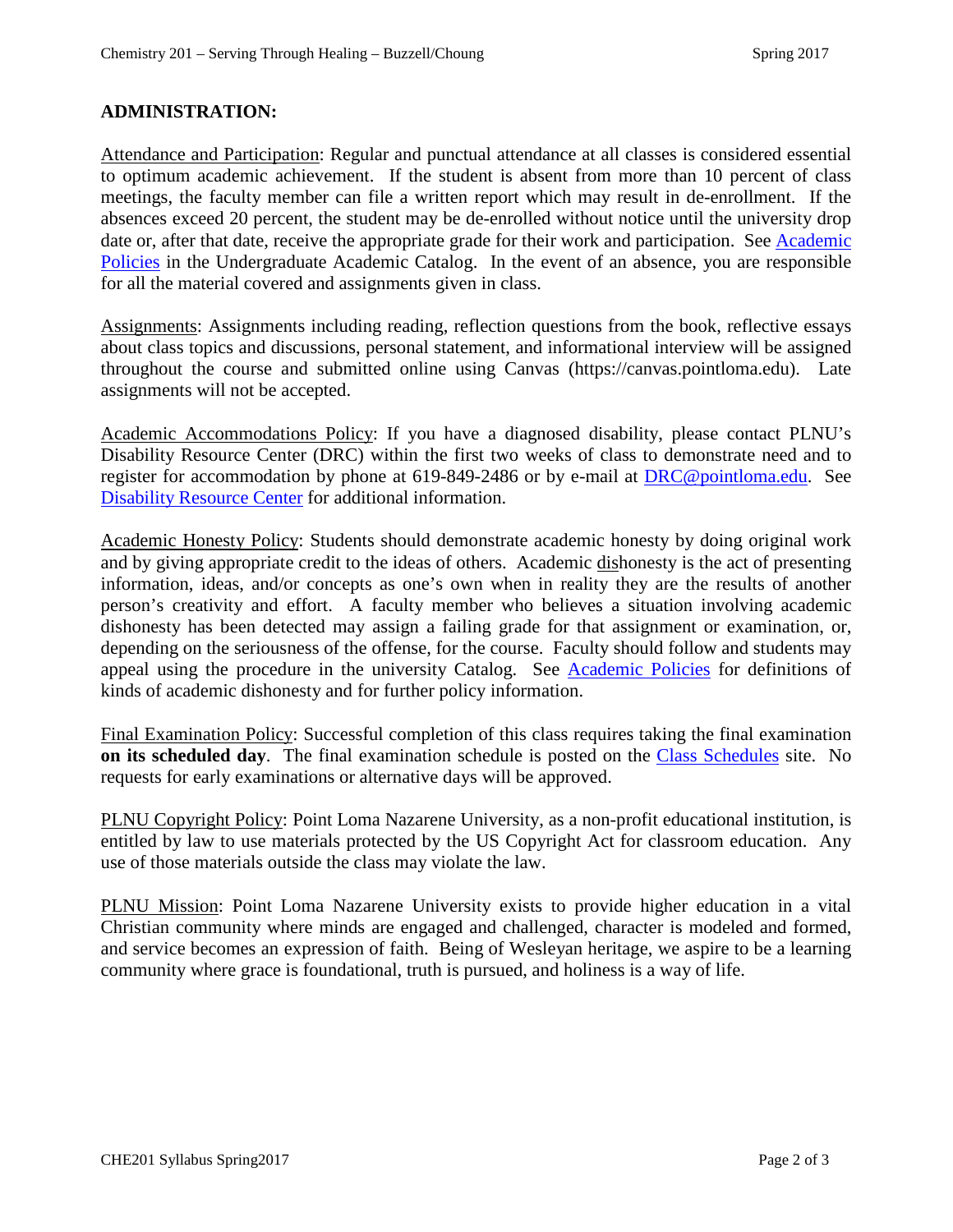**ADMINISTRATION:**

Attendance and Participation: Regular and punctual attendance at all classes is considered essential to optimum academic achievement. If the student is absent from more than 10 percent of class meetings, the faculty member can file a written report which may result in de-enrollment. If the absences exceed 20 percent, the student may be de-enrolled without notice until the university drop date or, after that date, receive the appropriate grade for their work and participation. See Academic Policies in the Undergraduate Academic Catalog. In the event of an absence, you are responsible for all the material covered and assignments given in class.

Assignments: Assignments including reading, reflection questions from the book, reflective essays about class topics and discussions, personal statement, and informational interview will be assigned throughout the course and submitted online using Canvas (https://canvas.pointloma.edu). Late assignments will not be accepted.

Academic Accommodations Policy: If you have a diagnosed disability, please contact PLNU's Disability Resource Center (DRC) within the first two weeks of class to demonstrate need and to register for accommodation by phone at 619-849-2486 or by e-mail at DRC@pointloma.edu. See Disability Resource Center for additional information.

Academic Honesty Policy: Students should demonstrate academic honesty by doing original work and by giving appropriate credit to the ideas of others. Academic dishonesty is the act of presenting information, ideas, and/or concepts as one's own when in reality they are the results of another person's creativity and effort. A faculty member who believes a situation involving academic dishonesty has been detected may assign a failing grade for that assignment or examination, or, depending on the seriousness of the offense, for the course. Faculty should follow and students may appeal using the procedure in the university Catalog. See Academic Policies for definitions of kinds of academic dishonesty and for further policy information.

Final Examination Policy: Successful completion of this class requires taking the final examination **on its scheduled day**. The final examination schedule is posted on the Class Schedules site. No requests for early examinations or alternative days will be approved.

PLNU Copyright Policy: Point Loma Nazarene University, as a non-profit educational institution, is entitled by law to use materials protected by the US Copyright Act for classroom education. Any use of those materials outside the class may violate the law.

PLNU Mission: Point Loma Nazarene University exists to provide higher education in a vital Christian community where minds are engaged and challenged, character is modeled and formed, and service becomes an expression of faith. Being of Wesleyan heritage, we aspire to be a learning community where grace is foundational, truth is pursued, and holiness is a way of life.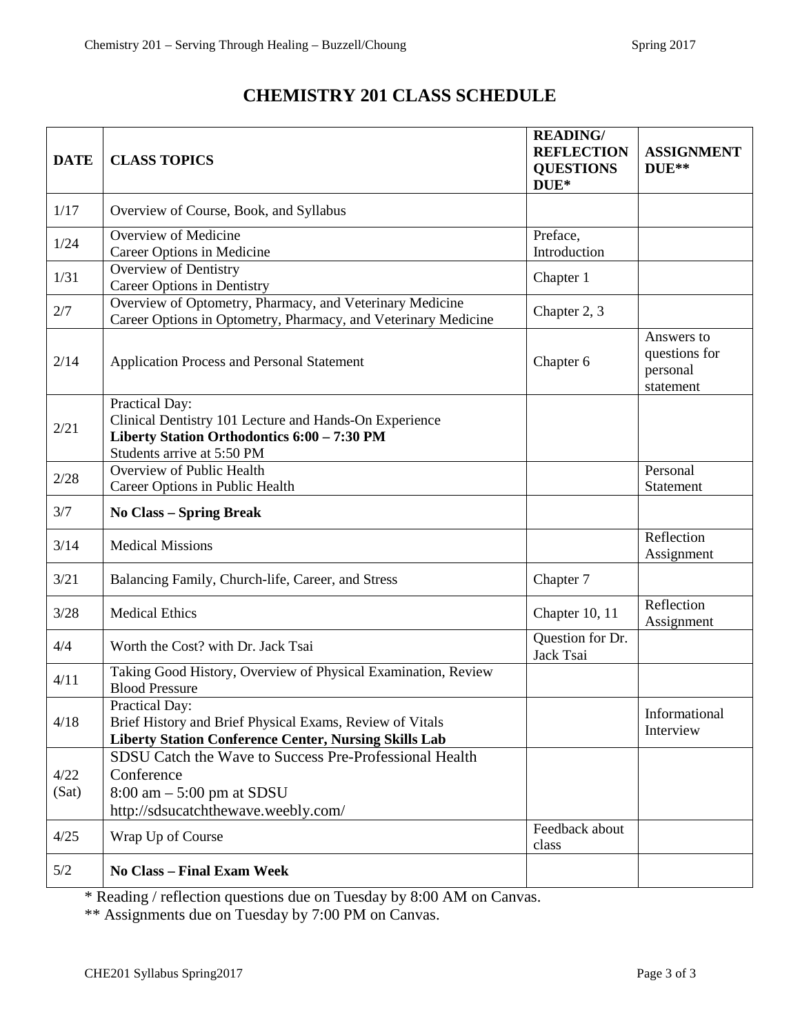# CHEMISTRY 201 CLASS SCHEDULE

| DATE | CLASS TOPICS | READING/ REFLECTION QUESTIONS DUE* | ASSIGNMENT DUE** |
|---|---|---|---|
| 1/17 | Overview of Course, Book, and Syllabus | | |
| 1/24 | Overview of Medicine<br>Career Options in Medicine | Preface, Introduction | |
| 1/31 | Overview of Dentistry<br>Career Options in Dentistry | Chapter 1 | |
| 2/7 | Overview of Optometry, Pharmacy, and Veterinary Medicine<br>Career Options in Optometry, Pharmacy, and Veterinary Medicine | Chapter 2, 3 | |
| 2/14 | Application Process and Personal Statement | Chapter 6 | Answers to questions for personal statement |
| 2/21 | Practical Day:<br>Clinical Dentistry 101 Lecture and Hands-On Experience<br>**Liberty Station Orthodontics 6:00 – 7:30 PM**<br>Students arrive at 5:50 PM | | |
| 2/28 | Overview of Public Health<br>Career Options in Public Health | | Personal Statement |
| 3/7 | **No Class – Spring Break** | | |
| 3/14 | Medical Missions | | Reflection Assignment |
| 3/21 | Balancing Family, Church-life, Career, and Stress | Chapter 7 | |
| 3/28 | Medical Ethics | Chapter 10, 11 | Reflection Assignment |
| 4/4 | Worth the Cost? with Dr. Jack Tsai | Question for Dr. Jack Tsai | |
| 4/11 | Taking Good History, Overview of Physical Examination, Review Blood Pressure | | |
| 4/18 | Practical Day:<br>Brief History and Brief Physical Exams, Review of Vitals<br>**Liberty Station Conference Center, Nursing Skills Lab** | | Informational Interview |
| 4/22 (Sat) | SDSU Catch the Wave to Success Pre-Professional Health Conference<br>8:00 am – 5:00 pm at SDSU<br>http://sdsucatchthewave.weebly.com/ | | |
| 4/25 | Wrap Up of Course | Feedback about class | |
| 5/2 | **No Class – Final Exam Week** | | |

* Reading / reflection questions due on Tuesday by 8:00 AM on Canvas.

** Assignments due on Tuesday by 7:00 PM on Canvas.